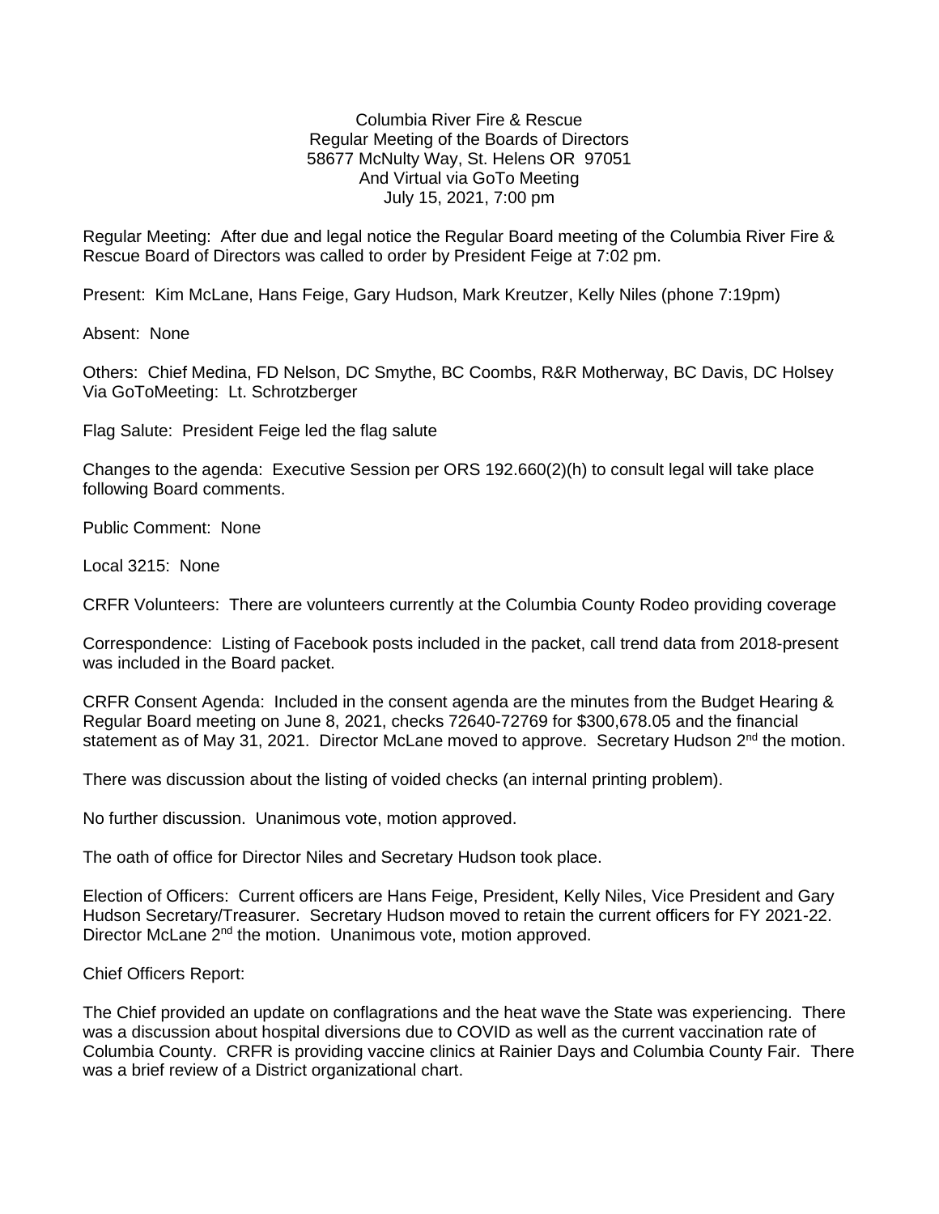Columbia River Fire & Rescue
Regular Meeting of the Boards of Directors
58677 McNulty Way, St. Helens OR 97051
And Virtual via GoTo Meeting
July 15, 2021, 7:00 pm

Regular Meeting: After due and legal notice the Regular Board meeting of the Columbia River Fire & Rescue Board of Directors was called to order by President Feige at 7:02 pm.

Present: Kim McLane, Hans Feige, Gary Hudson, Mark Kreutzer, Kelly Niles (phone 7:19pm)

Absent: None

Others: Chief Medina, FD Nelson, DC Smythe, BC Coombs, R&R Motherway, BC Davis, DC Holsey
Via GoToMeeting: Lt. Schrotzberger

Flag Salute: President Feige led the flag salute

Changes to the agenda: Executive Session per ORS 192.660(2)(h) to consult legal will take place following Board comments.

Public Comment: None

Local 3215: None

CRFR Volunteers: There are volunteers currently at the Columbia County Rodeo providing coverage

Correspondence: Listing of Facebook posts included in the packet, call trend data from 2018-present was included in the Board packet.

CRFR Consent Agenda: Included in the consent agenda are the minutes from the Budget Hearing & Regular Board meeting on June 8, 2021, checks 72640-72769 for $300,678.05 and the financial statement as of May 31, 2021. Director McLane moved to approve. Secretary Hudson 2nd the motion.

There was discussion about the listing of voided checks (an internal printing problem).

No further discussion. Unanimous vote, motion approved.

The oath of office for Director Niles and Secretary Hudson took place.

Election of Officers: Current officers are Hans Feige, President, Kelly Niles, Vice President and Gary Hudson Secretary/Treasurer. Secretary Hudson moved to retain the current officers for FY 2021-22. Director McLane 2nd the motion. Unanimous vote, motion approved.

Chief Officers Report:

The Chief provided an update on conflagrations and the heat wave the State was experiencing. There was a discussion about hospital diversions due to COVID as well as the current vaccination rate of Columbia County. CRFR is providing vaccine clinics at Rainier Days and Columbia County Fair. There was a brief review of a District organizational chart.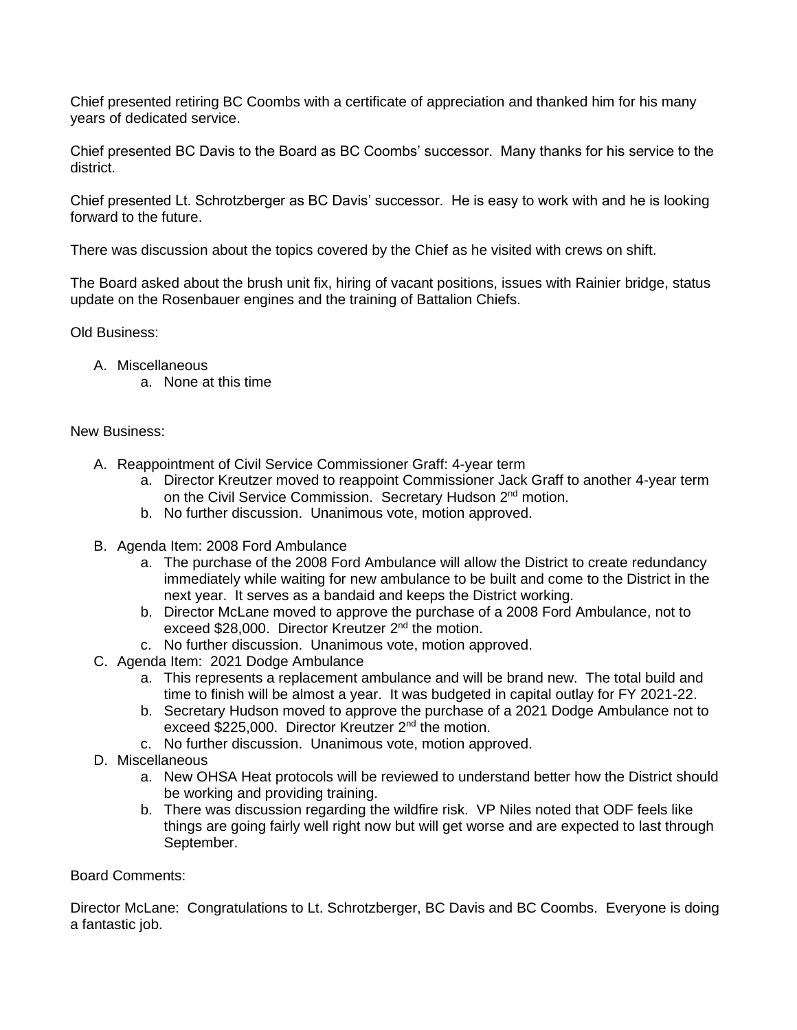Chief presented retiring BC Coombs with a certificate of appreciation and thanked him for his many years of dedicated service.

Chief presented BC Davis to the Board as BC Coombs' successor. Many thanks for his service to the district.

Chief presented Lt. Schrotzberger as BC Davis' successor. He is easy to work with and he is looking forward to the future.

There was discussion about the topics covered by the Chief as he visited with crews on shift.

The Board asked about the brush unit fix, hiring of vacant positions, issues with Rainier bridge, status update on the Rosenbauer engines and the training of Battalion Chiefs.

Old Business:

A. Miscellaneous
   a. None at this time

New Business:

A. Reappointment of Civil Service Commissioner Graff: 4-year term
   a. Director Kreutzer moved to reappoint Commissioner Jack Graff to another 4-year term on the Civil Service Commission. Secretary Hudson 2nd motion.
   b. No further discussion. Unanimous vote, motion approved.

B. Agenda Item: 2008 Ford Ambulance
   a. The purchase of the 2008 Ford Ambulance will allow the District to create redundancy immediately while waiting for new ambulance to be built and come to the District in the next year. It serves as a bandaid and keeps the District working.
   b. Director McLane moved to approve the purchase of a 2008 Ford Ambulance, not to exceed $28,000. Director Kreutzer 2nd the motion.
   c. No further discussion. Unanimous vote, motion approved.
C. Agenda Item: 2021 Dodge Ambulance
   a. This represents a replacement ambulance and will be brand new. The total build and time to finish will be almost a year. It was budgeted in capital outlay for FY 2021-22.
   b. Secretary Hudson moved to approve the purchase of a 2021 Dodge Ambulance not to exceed $225,000. Director Kreutzer 2nd the motion.
   c. No further discussion. Unanimous vote, motion approved.
D. Miscellaneous
   a. New OHSA Heat protocols will be reviewed to understand better how the District should be working and providing training.
   b. There was discussion regarding the wildfire risk. VP Niles noted that ODF feels like things are going fairly well right now but will get worse and are expected to last through September.

Board Comments:

Director McLane: Congratulations to Lt. Schrotzberger, BC Davis and BC Coombs. Everyone is doing a fantastic job.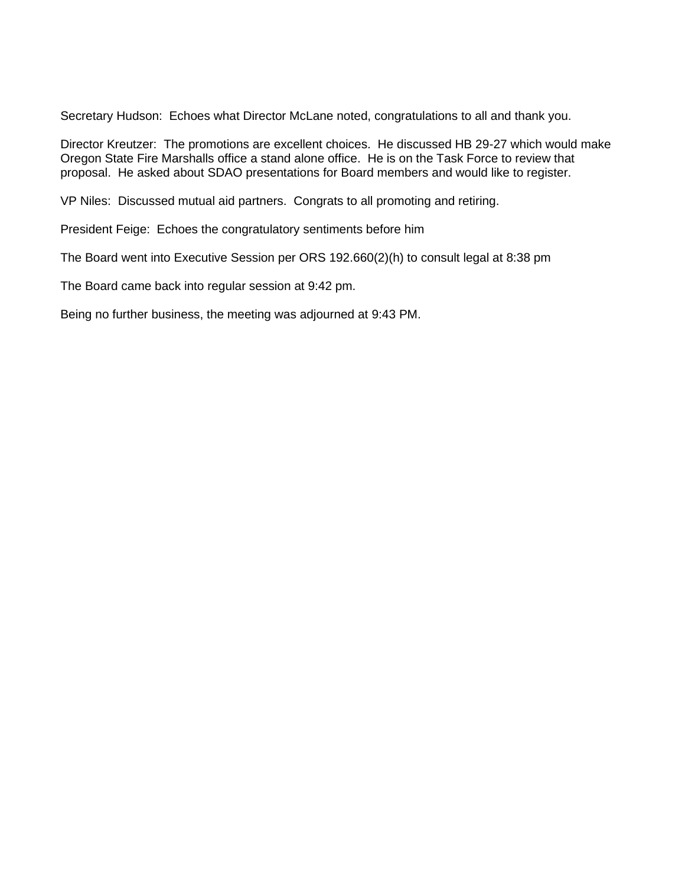Secretary Hudson:  Echoes what Director McLane noted, congratulations to all and thank you.

Director Kreutzer:  The promotions are excellent choices.  He discussed HB 29-27 which would make Oregon State Fire Marshalls office a stand alone office.  He is on the Task Force to review that proposal.  He asked about SDAO presentations for Board members and would like to register.

VP Niles:  Discussed mutual aid partners.  Congrats to all promoting and retiring.

President Feige:  Echoes the congratulatory sentiments before him

The Board went into Executive Session per ORS 192.660(2)(h) to consult legal at 8:38 pm

The Board came back into regular session at 9:42 pm.

Being no further business, the meeting was adjourned at 9:43 PM.